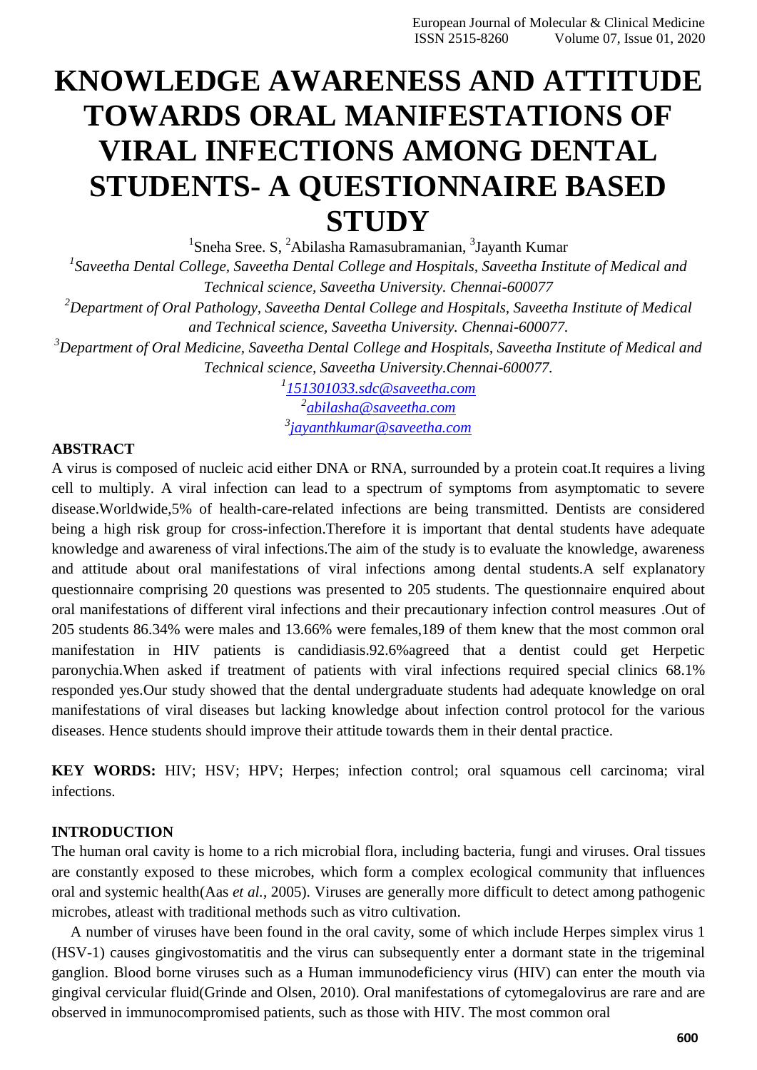# KNOWLEDGE AWARENESS AND ATTITUDE TOWARDS ORAL MANIFESTATIONS OF VIRAL INFECTIONS AMONG DENTAL STUDENTS- A QUESTIONNAIRE BASED STUDY

[1]Sneha Sree. S, [2]Abilasha Ramasubramanian, [3]Jayanth Kumar

[1]*Saveetha Dental College, Saveetha Dental College and Hospitals, Saveetha Institute of Medical and Technical science, Saveetha University. Chennai-600077*

[2]*Department of Oral Pathology, Saveetha Dental College and Hospitals, Saveetha Institute of Medical and Technical science, Saveetha University. Chennai-600077.*

[3]*Department of Oral Medicine, Saveetha Dental College and Hospitals, Saveetha Institute of Medical and Technical science, Saveetha University.Chennai-600077.*

[1]151301033.sdc@saveetha.com
[2]abilasha@saveetha.com
[3]jayanthkumar@saveetha.com

**ABSTRACT**

A virus is composed of nucleic acid either DNA or RNA, surrounded by a protein coat.It requires a living cell to multiply. A viral infection can lead to a spectrum of symptoms from asymptomatic to severe disease.Worldwide,5% of health-care-related infections are being transmitted. Dentists are considered being a high risk group for cross-infection.Therefore it is important that dental students have adequate knowledge and awareness of viral infections.The aim of the study is to evaluate the knowledge, awareness and attitude about oral manifestations of viral infections among dental students.A self explanatory questionnaire comprising 20 questions was presented to 205 students. The questionnaire enquired about oral manifestations of different viral infections and their precautionary infection control measures .Out of 205 students 86.34% were males and 13.66% were females,189 of them knew that the most common oral manifestation in HIV patients is candidiasis.92.6%agreed that a dentist could get Herpetic paronychia.When asked if treatment of patients with viral infections required special clinics 68.1% responded yes.Our study showed that the dental undergraduate students had adequate knowledge on oral manifestations of viral diseases but lacking knowledge about infection control protocol for the various diseases. Hence students should improve their attitude towards them in their dental practice.

**KEY WORDS:** HIV; HSV; HPV; Herpes; infection control; oral squamous cell carcinoma; viral infections.

**INTRODUCTION**

The human oral cavity is home to a rich microbial flora, including bacteria, fungi and viruses. Oral tissues are constantly exposed to these microbes, which form a complex ecological community that influences oral and systemic health(Aas *et al.*, 2005). Viruses are generally more difficult to detect among pathogenic microbes, atleast with traditional methods such as vitro cultivation.

A number of viruses have been found in the oral cavity, some of which include Herpes simplex virus 1 (HSV-1) causes gingivostomatitis and the virus can subsequently enter a dormant state in the trigeminal ganglion. Blood borne viruses such as a Human immunodeficiency virus (HIV) can enter the mouth via gingival cervicular fluid(Grinde and Olsen, 2010). Oral manifestations of cytomegalovirus are rare and are observed in immunocompromised patients, such as those with HIV. The most common oral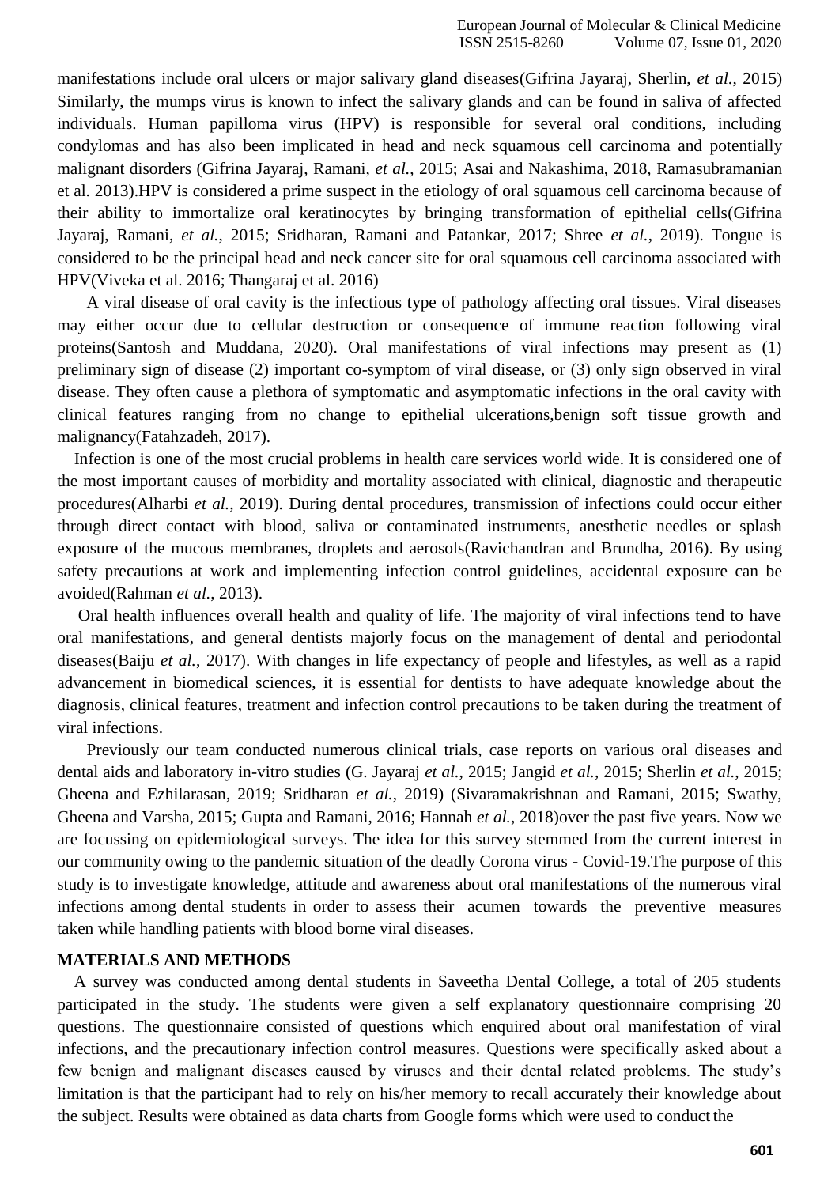manifestations include oral ulcers or major salivary gland diseases(Gifrina Jayaraj, Sherlin, *et al.*, 2015) Similarly, the mumps virus is known to infect the salivary glands and can be found in saliva of affected individuals. Human papilloma virus (HPV) is responsible for several oral conditions, including condylomas and has also been implicated in head and neck squamous cell carcinoma and potentially malignant disorders (Gifrina Jayaraj, Ramani, *et al.*, 2015; Asai and Nakashima, 2018, Ramasubramanian et al. 2013).HPV is considered a prime suspect in the etiology of oral squamous cell carcinoma because of their ability to immortalize oral keratinocytes by bringing transformation of epithelial cells(Gifrina Jayaraj, Ramani, *et al.*, 2015; Sridharan, Ramani and Patankar, 2017; Shree *et al.*, 2019). Tongue is considered to be the principal head and neck cancer site for oral squamous cell carcinoma associated with HPV(Viveka et al. 2016; Thangaraj et al. 2016)

A viral disease of oral cavity is the infectious type of pathology affecting oral tissues. Viral diseases may either occur due to cellular destruction or consequence of immune reaction following viral proteins(Santosh and Muddana, 2020). Oral manifestations of viral infections may present as (1) preliminary sign of disease (2) important co-symptom of viral disease, or (3) only sign observed in viral disease. They often cause a plethora of symptomatic and asymptomatic infections in the oral cavity with clinical features ranging from no change to epithelial ulcerations,benign soft tissue growth and malignancy(Fatahzadeh, 2017).

Infection is one of the most crucial problems in health care services world wide. It is considered one of the most important causes of morbidity and mortality associated with clinical, diagnostic and therapeutic procedures(Alharbi *et al.*, 2019). During dental procedures, transmission of infections could occur either through direct contact with blood, saliva or contaminated instruments, anesthetic needles or splash exposure of the mucous membranes, droplets and aerosols(Ravichandran and Brundha, 2016). By using safety precautions at work and implementing infection control guidelines, accidental exposure can be avoided(Rahman *et al.*, 2013).

Oral health influences overall health and quality of life. The majority of viral infections tend to have oral manifestations, and general dentists majorly focus on the management of dental and periodontal diseases(Baiju *et al.*, 2017). With changes in life expectancy of people and lifestyles, as well as a rapid advancement in biomedical sciences, it is essential for dentists to have adequate knowledge about the diagnosis, clinical features, treatment and infection control precautions to be taken during the treatment of viral infections.

Previously our team conducted numerous clinical trials, case reports on various oral diseases and dental aids and laboratory in-vitro studies (G. Jayaraj *et al.*, 2015; Jangid *et al.*, 2015; Sherlin *et al.*, 2015; Gheena and Ezhilarasan, 2019; Sridharan *et al.*, 2019) (Sivaramakrishnan and Ramani, 2015; Swathy, Gheena and Varsha, 2015; Gupta and Ramani, 2016; Hannah *et al.*, 2018)over the past five years. Now we are focussing on epidemiological surveys. The idea for this survey stemmed from the current interest in our community owing to the pandemic situation of the deadly Corona virus - Covid-19.The purpose of this study is to investigate knowledge, attitude and awareness about oral manifestations of the numerous viral infections among dental students in order to assess their acumen towards the preventive measures taken while handling patients with blood borne viral diseases.

## MATERIALS AND METHODS

A survey was conducted among dental students in Saveetha Dental College, a total of 205 students participated in the study. The students were given a self explanatory questionnaire comprising 20 questions. The questionnaire consisted of questions which enquired about oral manifestation of viral infections, and the precautionary infection control measures. Questions were specifically asked about a few benign and malignant diseases caused by viruses and their dental related problems. The study's limitation is that the participant had to rely on his/her memory to recall accurately their knowledge about the subject. Results were obtained as data charts from Google forms which were used to conduct the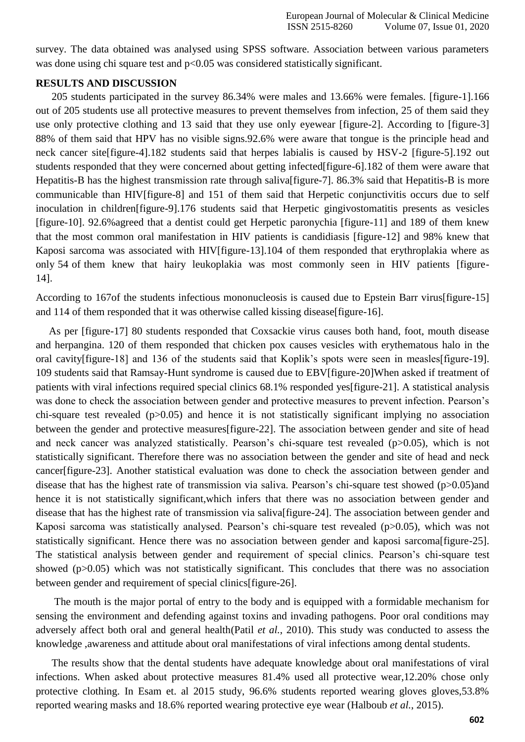survey. The data obtained was analysed using SPSS software. Association between various parameters was done using chi square test and $p<0.05$ was considered statistically significant.

## RESULTS AND DISCUSSION

205 students participated in the survey 86.34% were males and 13.66% were females. [figure-1].166 out of 205 students use all protective measures to prevent themselves from infection, 25 of them said they use only protective clothing and 13 said that they use only eyewear [figure-2]. According to [figure-3] 88% of them said that HPV has no visible signs.92.6% were aware that tongue is the principle head and neck cancer site[figure-4].182 students said that herpes labialis is caused by HSV-2 [figure-5].192 out students responded that they were concerned about getting infected[figure-6].182 of them were aware that Hepatitis-B has the highest transmission rate through saliva[figure-7]. 86.3% said that Hepatitis-B is more communicable than HIV[figure-8] and 151 of them said that Herpetic conjunctivitis occurs due to self inoculation in children[figure-9].176 students said that Herpetic gingivostomatitis presents as vesicles [figure-10]. 92.6%agreed that a dentist could get Herpetic paronychia [figure-11] and 189 of them knew that the most common oral manifestation in HIV patients is candidiasis [figure-12] and 98% knew that Kaposi sarcoma was associated with HIV[figure-13].104 of them responded that erythroplakia where as only 54 of them knew that hairy leukoplakia was most commonly seen in HIV patients [figure-14].

According to 167of the students infectious mononucleosis is caused due to Epstein Barr virus[figure-15] and 114 of them responded that it was otherwise called kissing disease[figure-16].

As per [figure-17] 80 students responded that Coxsackie virus causes both hand, foot, mouth disease and herpangina. 120 of them responded that chicken pox causes vesicles with erythematous halo in the oral cavity[figure-18] and 136 of the students said that Koplik's spots were seen in measles[figure-19]. 109 students said that Ramsay-Hunt syndrome is caused due to EBV[figure-20]When asked if treatment of patients with viral infections required special clinics 68.1% responded yes[figure-21]. A statistical analysis was done to check the association between gender and protective measures to prevent infection. Pearson's chi-square test revealed ($p>0.05$) and hence it is not statistically significant implying no association between the gender and protective measures[figure-22]. The association between gender and site of head and neck cancer was analyzed statistically. Pearson's chi-square test revealed ($p>0.05$), which is not statistically significant. Therefore there was no association between the gender and site of head and neck cancer[figure-23]. Another statistical evaluation was done to check the association between gender and disease that has the highest rate of transmission via saliva. Pearson's chi-square test showed ($p>0.05$)and hence it is not statistically significant,which infers that there was no association between gender and disease that has the highest rate of transmission via saliva[figure-24]. The association between gender and Kaposi sarcoma was statistically analysed. Pearson's chi-square test revealed ($p>0.05$), which was not statistically significant. Hence there was no association between gender and kaposi sarcoma[figure-25]. The statistical analysis between gender and requirement of special clinics. Pearson's chi-square test showed ($p>0.05$) which was not statistically significant. This concludes that there was no association between gender and requirement of special clinics[figure-26].

The mouth is the major portal of entry to the body and is equipped with a formidable mechanism for sensing the environment and defending against toxins and invading pathogens. Poor oral conditions may adversely affect both oral and general health(Patil *et al.*, 2010). This study was conducted to assess the knowledge ,awareness and attitude about oral manifestations of viral infections among dental students.

The results show that the dental students have adequate knowledge about oral manifestations of viral infections. When asked about protective measures 81.4% used all protective wear,12.20% chose only protective clothing. In Esam et. al 2015 study, 96.6% students reported wearing gloves gloves,53.8% reported wearing masks and 18.6% reported wearing protective eye wear (Halboub *et al.*, 2015).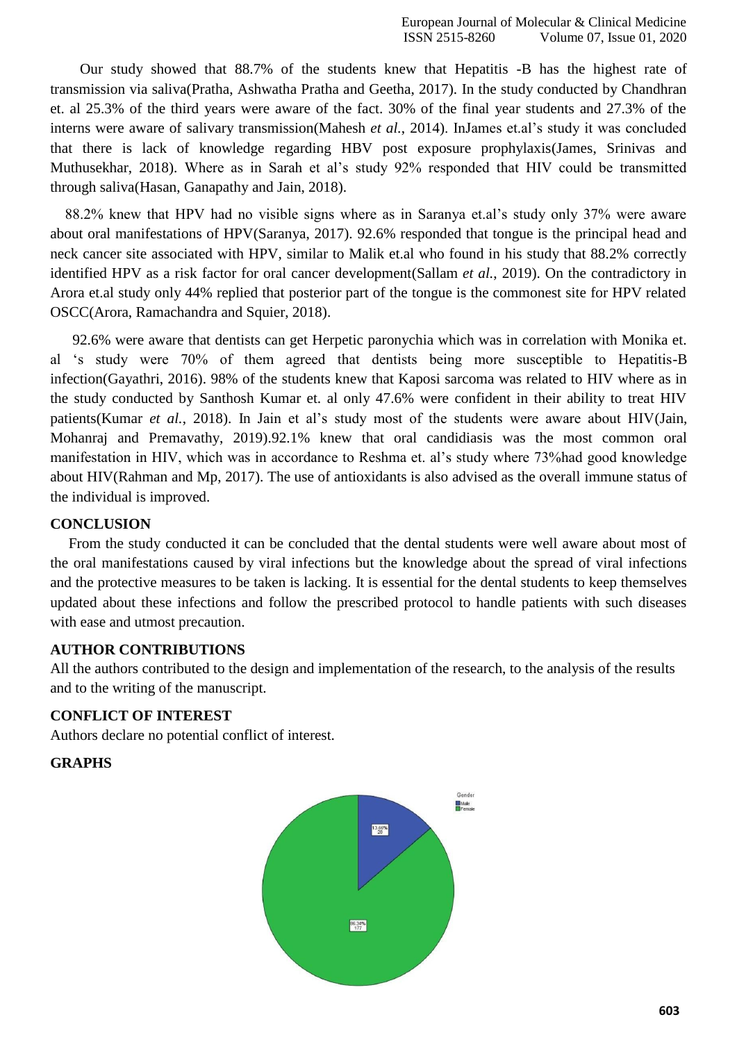Our study showed that 88.7% of the students knew that Hepatitis -B has the highest rate of transmission via saliva(Pratha, Ashwatha Pratha and Geetha, 2017). In the study conducted by Chandhran et. al 25.3% of the third years were aware of the fact. 30% of the final year students and 27.3% of the interns were aware of salivary transmission(Mahesh *et al.*, 2014). InJames et.al's study it was concluded that there is lack of knowledge regarding HBV post exposure prophylaxis(James, Srinivas and Muthusekhar, 2018). Where as in Sarah et al's study 92% responded that HIV could be transmitted through saliva(Hasan, Ganapathy and Jain, 2018).

88.2% knew that HPV had no visible signs where as in Saranya et.al's study only 37% were aware about oral manifestations of HPV(Saranya, 2017). 92.6% responded that tongue is the principal head and neck cancer site associated with HPV, similar to Malik et.al who found in his study that 88.2% correctly identified HPV as a risk factor for oral cancer development(Sallam *et al.*, 2019). On the contradictory in Arora et.al study only 44% replied that posterior part of the tongue is the commonest site for HPV related OSCC(Arora, Ramachandra and Squier, 2018).

92.6% were aware that dentists can get Herpetic paronychia which was in correlation with Monika et. al 's study were 70% of them agreed that dentists being more susceptible to Hepatitis-B infection(Gayathri, 2016). 98% of the students knew that Kaposi sarcoma was related to HIV where as in the study conducted by Santhosh Kumar et. al only 47.6% were confident in their ability to treat HIV patients(Kumar *et al.*, 2018). In Jain et al's study most of the students were aware about HIV(Jain, Mohanraj and Premavathy, 2019).92.1% knew that oral candidiasis was the most common oral manifestation in HIV, which was in accordance to Reshma et. al's study where 73%had good knowledge about HIV(Rahman and Mp, 2017). The use of antioxidants is also advised as the overall immune status of the individual is improved.

## CONCLUSION

From the study conducted it can be concluded that the dental students were well aware about most of the oral manifestations caused by viral infections but the knowledge about the spread of viral infections and the protective measures to be taken is lacking. It is essential for the dental students to keep themselves updated about these infections and follow the prescribed protocol to handle patients with such diseases with ease and utmost precaution.

## AUTHOR CONTRIBUTIONS

All the authors contributed to the design and implementation of the research, to the analysis of the results and to the writing of the manuscript.

## CONFLICT OF INTEREST

Authors declare no potential conflict of interest.

## GRAPHS

Gender
Male
Female

13.66%
28

86.34%
177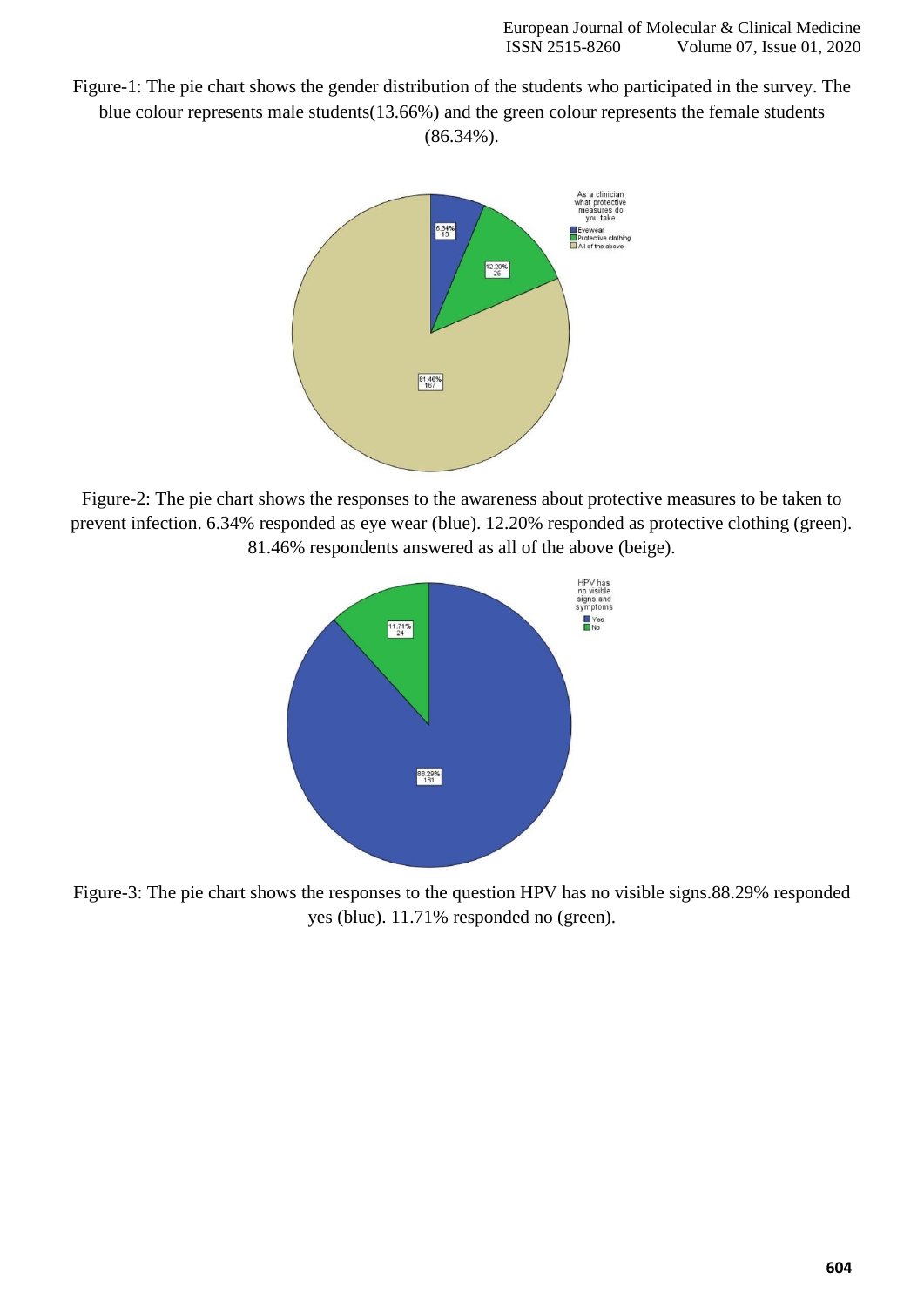Figure-1: The pie chart shows the gender distribution of the students who participated in the survey. The blue colour represents male students(13.66%) and the green colour represents the female students (86.34%).

Figure-2: The pie chart shows the responses to the awareness about protective measures to be taken to prevent infection. 6.34% responded as eye wear (blue). 12.20% responded as protective clothing (green). 81.46% respondents answered as all of the above (beige).

Figure-3: The pie chart shows the responses to the question HPV has no visible signs.88.29% responded yes (blue). 11.71% responded no (green).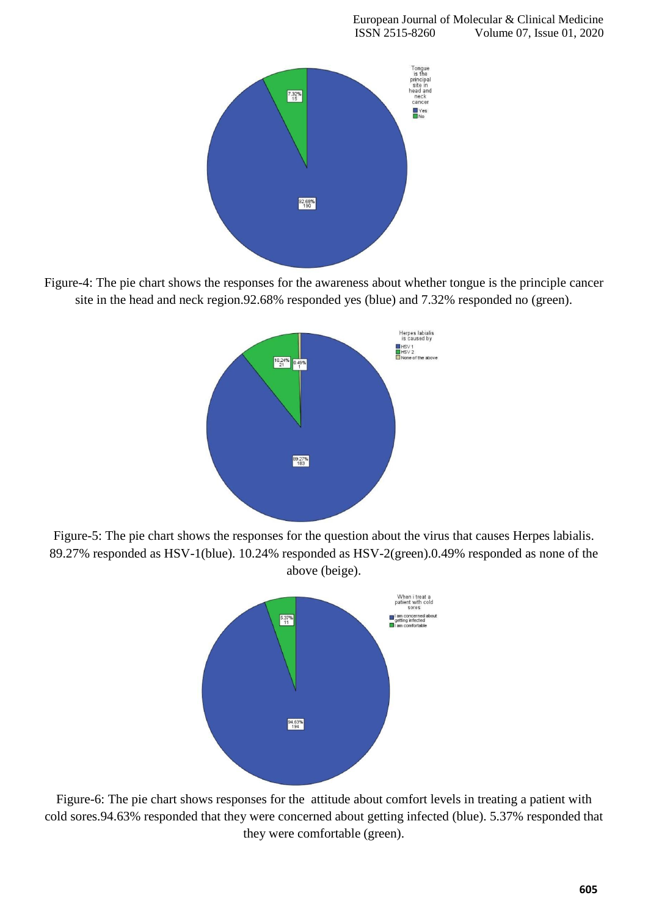Figure-4: The pie chart shows the responses for the awareness about whether tongue is the principle cancer site in the head and neck region.92.68% responded yes (blue) and 7.32% responded no (green).

Figure-5: The pie chart shows the responses for the question about the virus that causes Herpes labialis. 89.27% responded as HSV-1(blue). 10.24% responded as HSV-2(green).0.49% responded as none of the above (beige).

Figure-6: The pie chart shows responses for the attitude about comfort levels in treating a patient with cold sores.94.63% responded that they were concerned about getting infected (blue). 5.37% responded that they were comfortable (green).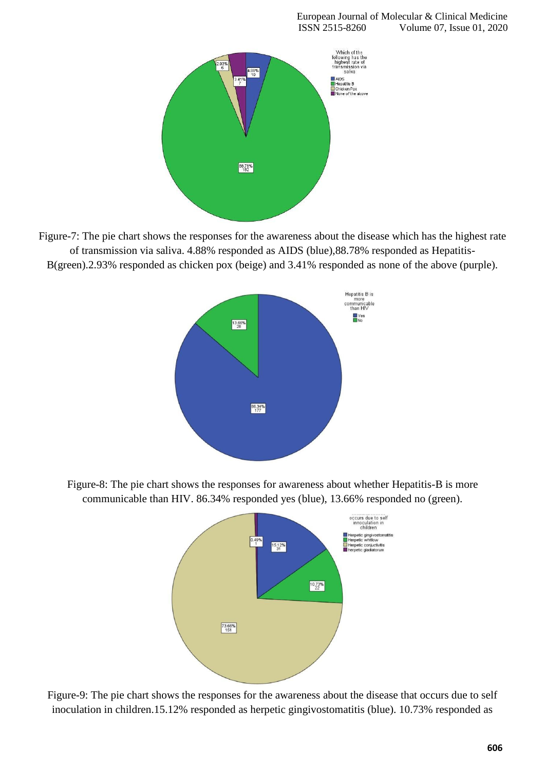Figure-7: The pie chart shows the responses for the awareness about the disease which has the highest rate of transmission via saliva. 4.88% responded as AIDS (blue),88.78% responded as Hepatitis-B(green).2.93% responded as chicken pox (beige) and 3.41% responded as none of the above (purple).

Figure-8: The pie chart shows the responses for awareness about whether Hepatitis-B is more communicable than HIV. 86.34% responded yes (blue), 13.66% responded no (green).

Figure-9: The pie chart shows the responses for the awareness about the disease that occurs due to self inoculation in children.15.12% responded as herpetic gingivostomatitis (blue). 10.73% responded as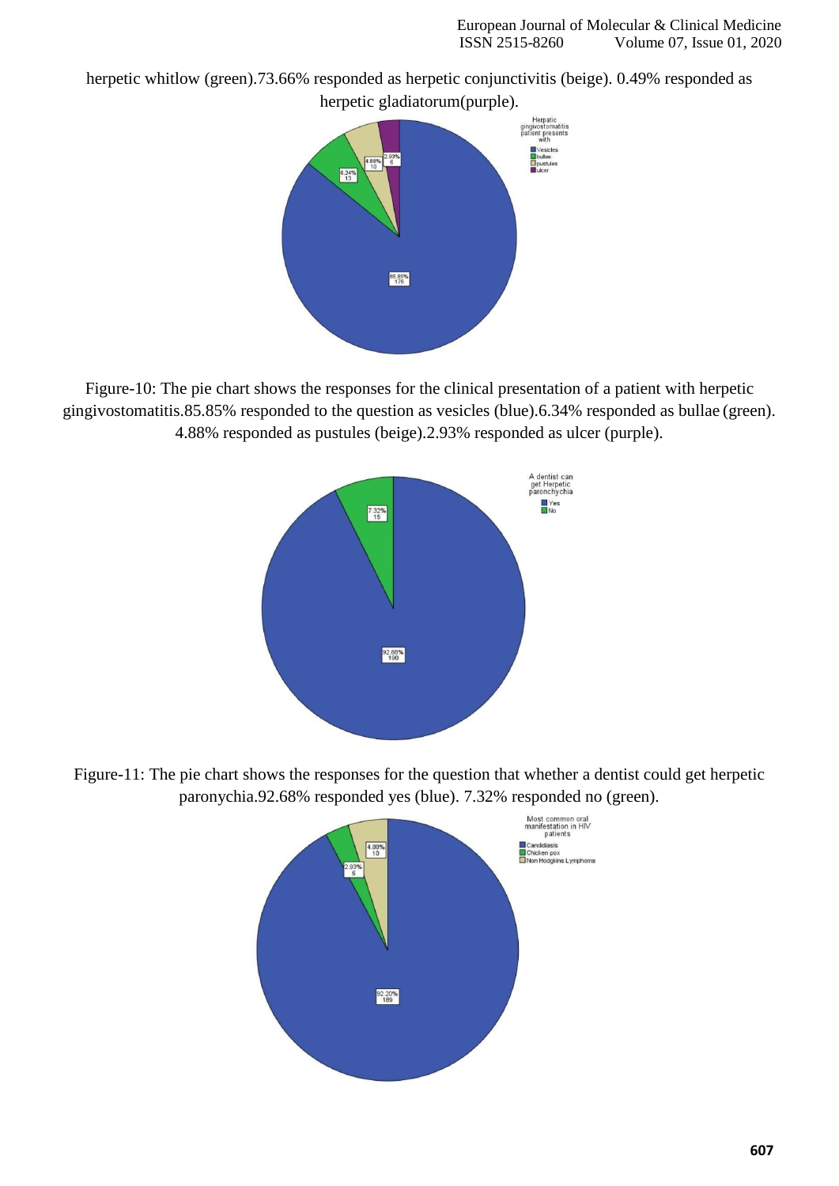herpetic whitlow (green).73.66% responded as herpetic conjunctivitis (beige). 0.49% responded as herpetic gladiatorum(purple).

Figure-10: The pie chart shows the responses for the clinical presentation of a patient with herpetic gingivostomatitis.85.85% responded to the question as vesicles (blue).6.34% responded as bullae (green). 4.88% responded as pustules (beige).2.93% responded as ulcer (purple).

Figure-11: The pie chart shows the responses for the question that whether a dentist could get herpetic paronychia.92.68% responded yes (blue). 7.32% responded no (green).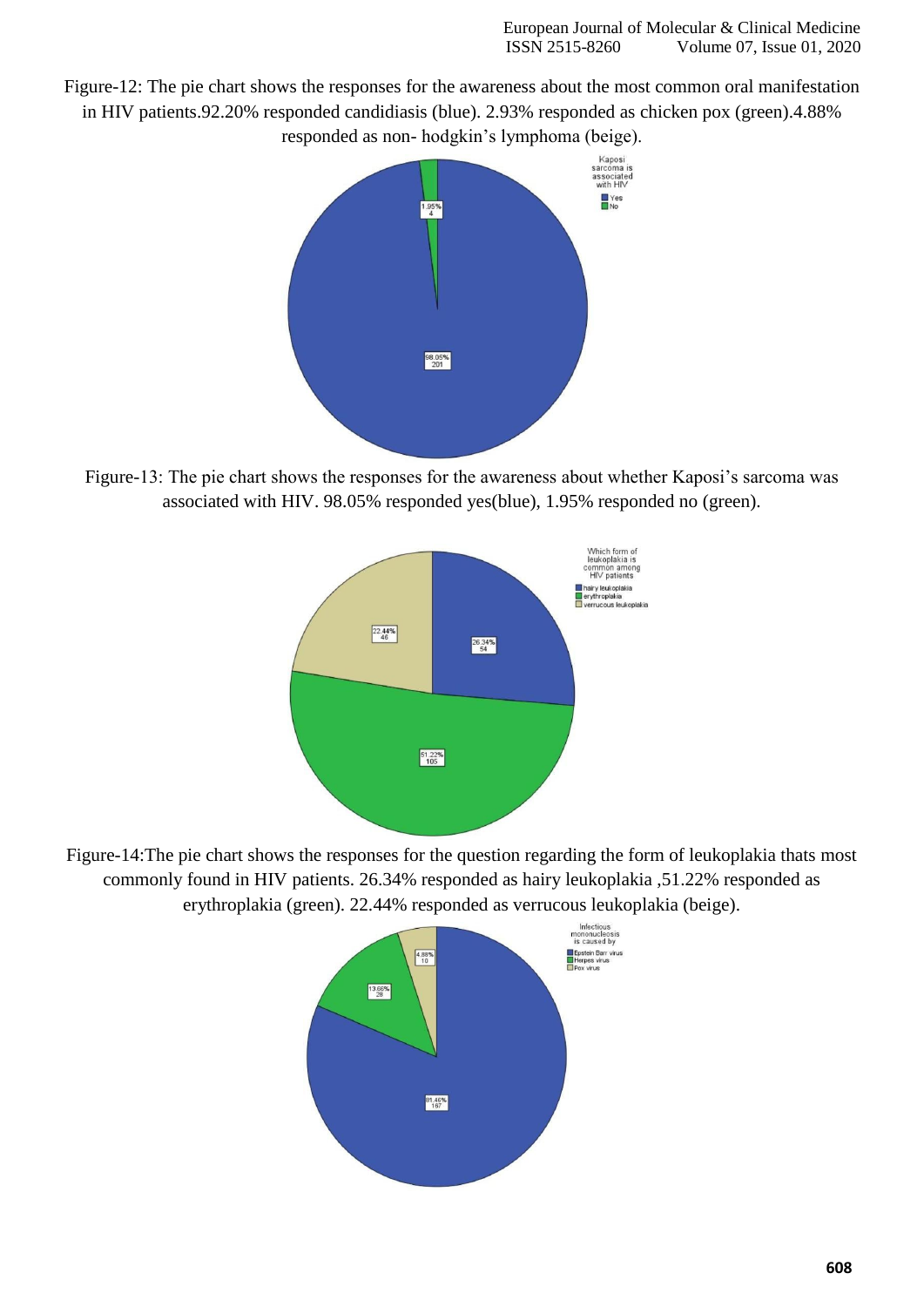Figure-12: The pie chart shows the responses for the awareness about the most common oral manifestation in HIV patients.92.20% responded candidiasis (blue). 2.93% responded as chicken pox (green).4.88% responded as non- hodgkin's lymphoma (beige).

Figure-13: The pie chart shows the responses for the awareness about whether Kaposi's sarcoma was associated with HIV. 98.05% responded yes(blue), 1.95% responded no (green).

Figure-14:The pie chart shows the responses for the question regarding the form of leukoplakia thats most commonly found in HIV patients. 26.34% responded as hairy leukoplakia ,51.22% responded as erythroplakia (green). 22.44% responded as verrucous leukoplakia (beige).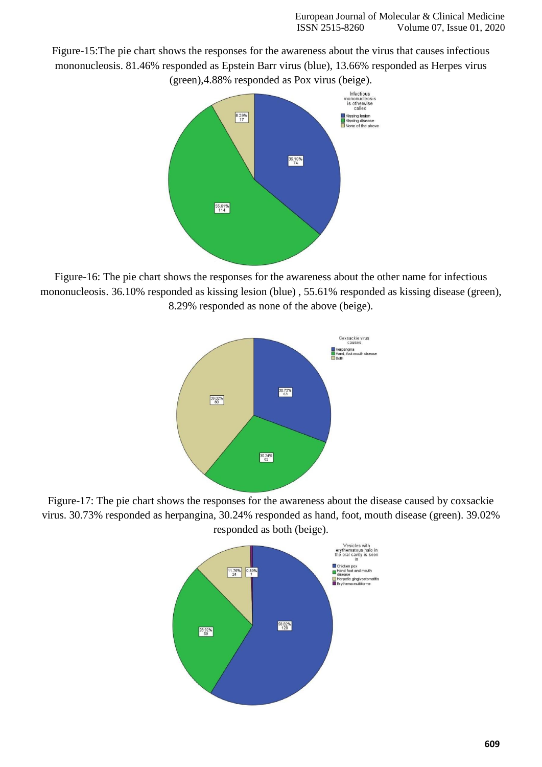Figure-15:The pie chart shows the responses for the awareness about the virus that causes infectious mononucleosis. 81.46% responded as Epstein Barr virus (blue), 13.66% responded as Herpes virus (green),4.88% responded as Pox virus (beige).

Figure-16: The pie chart shows the responses for the awareness about the other name for infectious mononucleosis. 36.10% responded as kissing lesion (blue) , 55.61% responded as kissing disease (green), 8.29% responded as none of the above (beige).

Figure-17: The pie chart shows the responses for the awareness about the disease caused by coxsackie virus. 30.73% responded as herpangina, 30.24% responded as hand, foot, mouth disease (green). 39.02% responded as both (beige).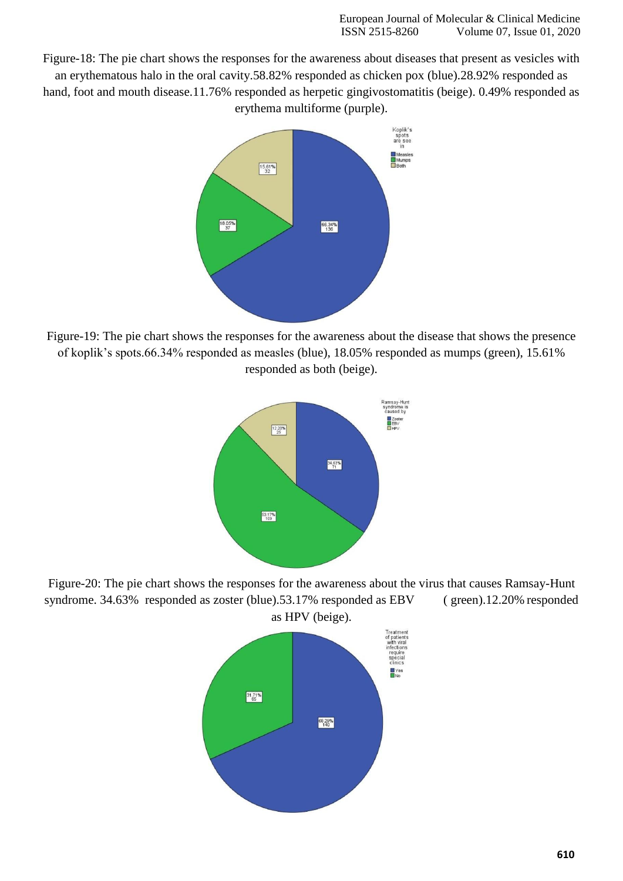Figure-18: The pie chart shows the responses for the awareness about diseases that present as vesicles with an erythematous halo in the oral cavity.58.82% responded as chicken pox (blue).28.92% responded as hand, foot and mouth disease.11.76% responded as herpetic gingivostomatitis (beige). 0.49% responded as erythema multiforme (purple).

Figure-19: The pie chart shows the responses for the awareness about the disease that shows the presence of koplik's spots.66.34% responded as measles (blue), 18.05% responded as mumps (green), 15.61% responded as both (beige).

Figure-20: The pie chart shows the responses for the awareness about the virus that causes Ramsay-Hunt syndrome. 34.63% responded as zoster (blue).53.17% responded as EBV ( green).12.20% responded as HPV (beige).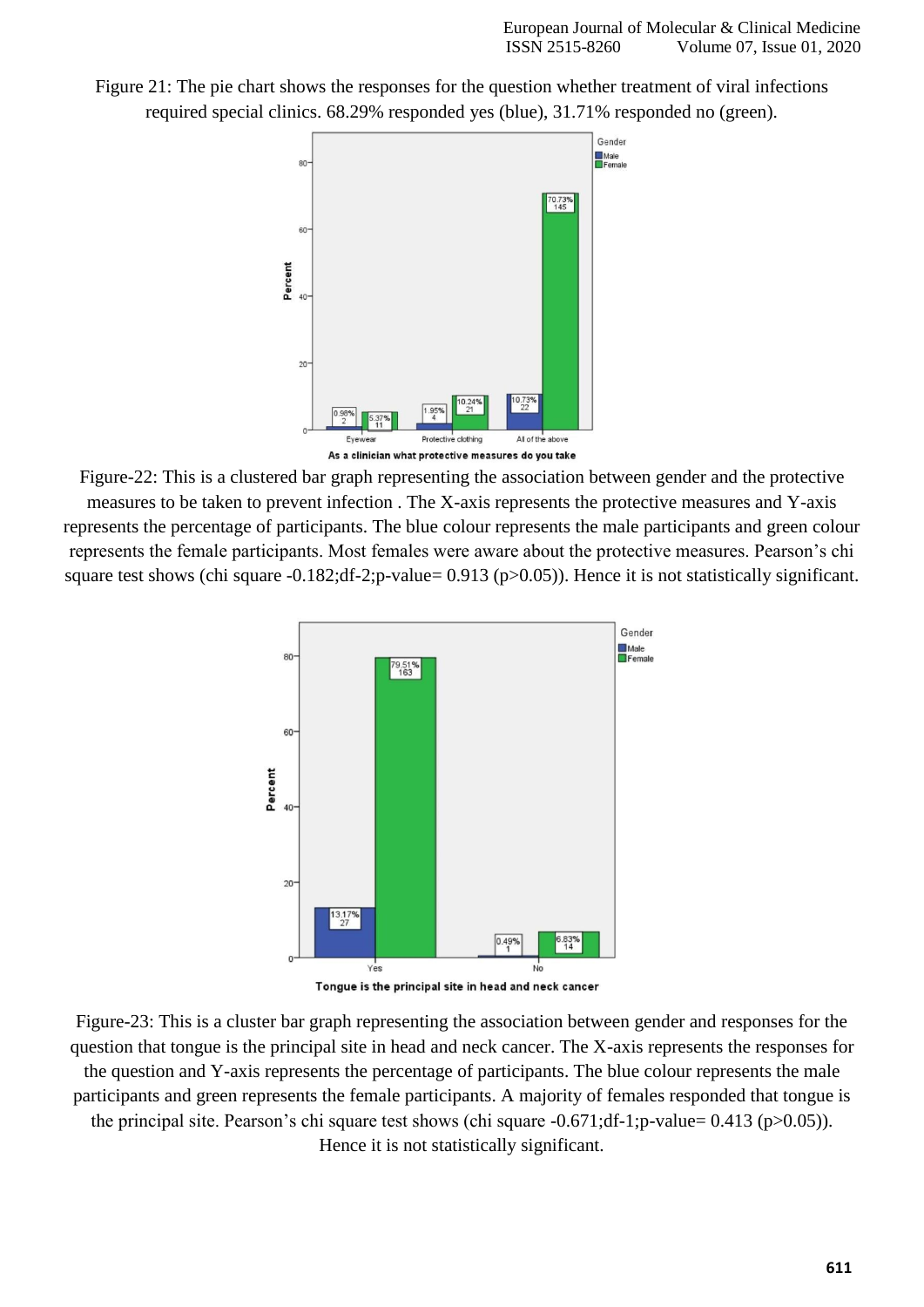Figure 21: The pie chart shows the responses for the question whether treatment of viral infections required special clinics. 68.29% responded yes (blue), 31.71% responded no (green).

Figure-22: This is a clustered bar graph representing the association between gender and the protective measures to be taken to prevent infection . The X-axis represents the protective measures and Y-axis represents the percentage of participants. The blue colour represents the male participants and green colour represents the female participants. Most females were aware about the protective measures. Pearson's chi square test shows (chi square -0.182;df-2;p-value= 0.913 (p>0.05)). Hence it is not statistically significant.

Figure-23: This is a cluster bar graph representing the association between gender and responses for the question that tongue is the principal site in head and neck cancer. The X-axis represents the responses for the question and Y-axis represents the percentage of participants. The blue colour represents the male participants and green represents the female participants. A majority of females responded that tongue is the principal site. Pearson's chi square test shows (chi square -0.671;df-1;p-value= 0.413 (p>0.05)). Hence it is not statistically significant.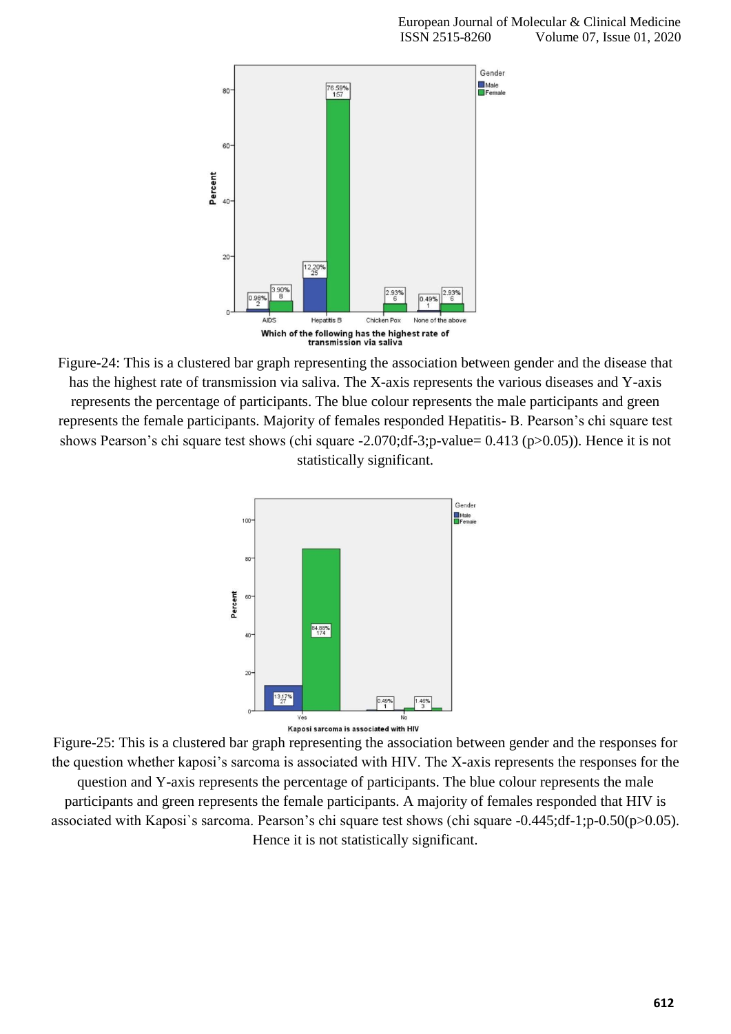Figure-24: This is a clustered bar graph representing the association between gender and the disease that has the highest rate of transmission via saliva. The X-axis represents the various diseases and Y-axis represents the percentage of participants. The blue colour represents the male participants and green represents the female participants. Majority of females responded Hepatitis- B. Pearson's chi square test shows Pearson's chi square test shows (chi square -2.070;df-3;p-value= 0.413 (p>0.05)). Hence it is not statistically significant.

Figure-25: This is a clustered bar graph representing the association between gender and the responses for the question whether kaposi's sarcoma is associated with HIV. The X-axis represents the responses for the question and Y-axis represents the percentage of participants. The blue colour represents the male participants and green represents the female participants. A majority of females responded that HIV is associated with Kaposi`s sarcoma. Pearson's chi square test shows (chi square -0.445;df-1;p-0.50(p>0.05). Hence it is not statistically significant.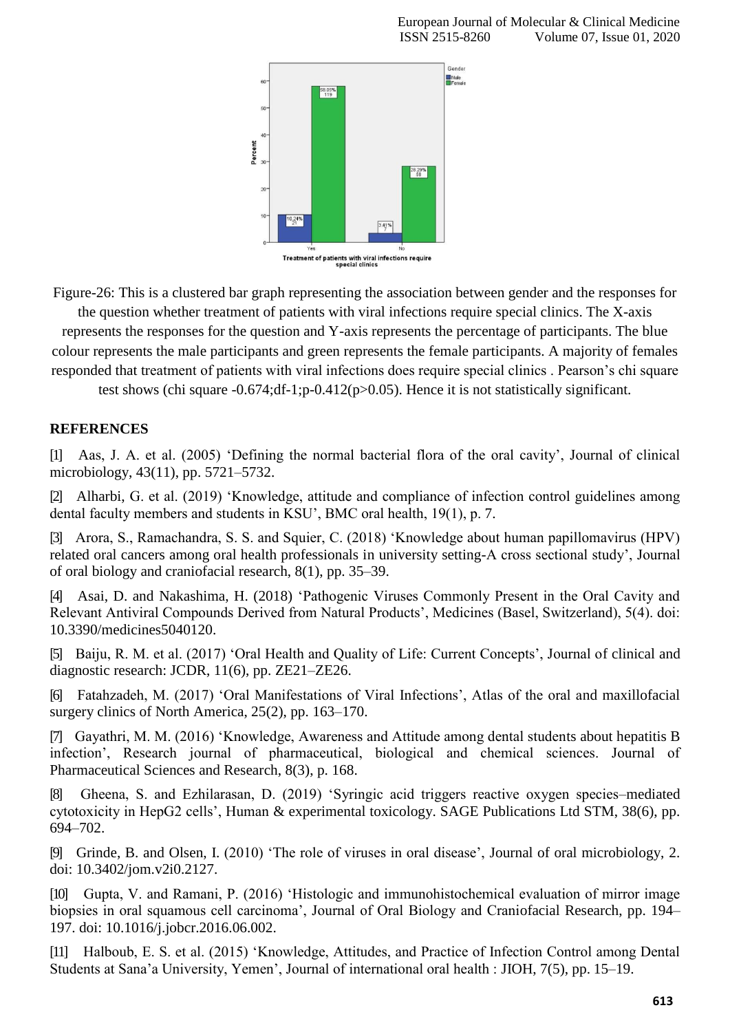Figure-26: This is a clustered bar graph representing the association between gender and the responses for the question whether treatment of patients with viral infections require special clinics. The X-axis represents the responses for the question and Y-axis represents the percentage of participants. The blue colour represents the male participants and green represents the female participants. A majority of females responded that treatment of patients with viral infections does require special clinics . Pearson's chi square test shows (chi square -0.674;df-1;p-0.412(p>0.05). Hence it is not statistically significant.

## REFERENCES

[1] Aas, J. A. et al. (2005) 'Defining the normal bacterial flora of the oral cavity', Journal of clinical microbiology, 43(11), pp. 5721–5732.

[2] Alharbi, G. et al. (2019) 'Knowledge, attitude and compliance of infection control guidelines among dental faculty members and students in KSU', BMC oral health, 19(1), p. 7.

[3] Arora, S., Ramachandra, S. S. and Squier, C. (2018) 'Knowledge about human papillomavirus (HPV) related oral cancers among oral health professionals in university setting-A cross sectional study', Journal of oral biology and craniofacial research, 8(1), pp. 35–39.

[4] Asai, D. and Nakashima, H. (2018) 'Pathogenic Viruses Commonly Present in the Oral Cavity and Relevant Antiviral Compounds Derived from Natural Products', Medicines (Basel, Switzerland), 5(4). doi: 10.3390/medicines5040120.

[5] Baiju, R. M. et al. (2017) 'Oral Health and Quality of Life: Current Concepts', Journal of clinical and diagnostic research: JCDR, 11(6), pp. ZE21–ZE26.

[6] Fatahzadeh, M. (2017) 'Oral Manifestations of Viral Infections', Atlas of the oral and maxillofacial surgery clinics of North America, 25(2), pp. 163–170.

[7] Gayathri, M. M. (2016) 'Knowledge, Awareness and Attitude among dental students about hepatitis B infection', Research journal of pharmaceutical, biological and chemical sciences. Journal of Pharmaceutical Sciences and Research, 8(3), p. 168.

[8] Gheena, S. and Ezhilarasan, D. (2019) 'Syringic acid triggers reactive oxygen species–mediated cytotoxicity in HepG2 cells', Human & experimental toxicology. SAGE Publications Ltd STM, 38(6), pp. 694–702.

[9] Grinde, B. and Olsen, I. (2010) 'The role of viruses in oral disease', Journal of oral microbiology, 2. doi: 10.3402/jom.v2i0.2127.

[10] Gupta, V. and Ramani, P. (2016) 'Histologic and immunohistochemical evaluation of mirror image biopsies in oral squamous cell carcinoma', Journal of Oral Biology and Craniofacial Research, pp. 194–197. doi: 10.1016/j.jobcr.2016.06.002.

[11] Halboub, E. S. et al. (2015) 'Knowledge, Attitudes, and Practice of Infection Control among Dental Students at Sana'a University, Yemen', Journal of international oral health : JIOH, 7(5), pp. 15–19.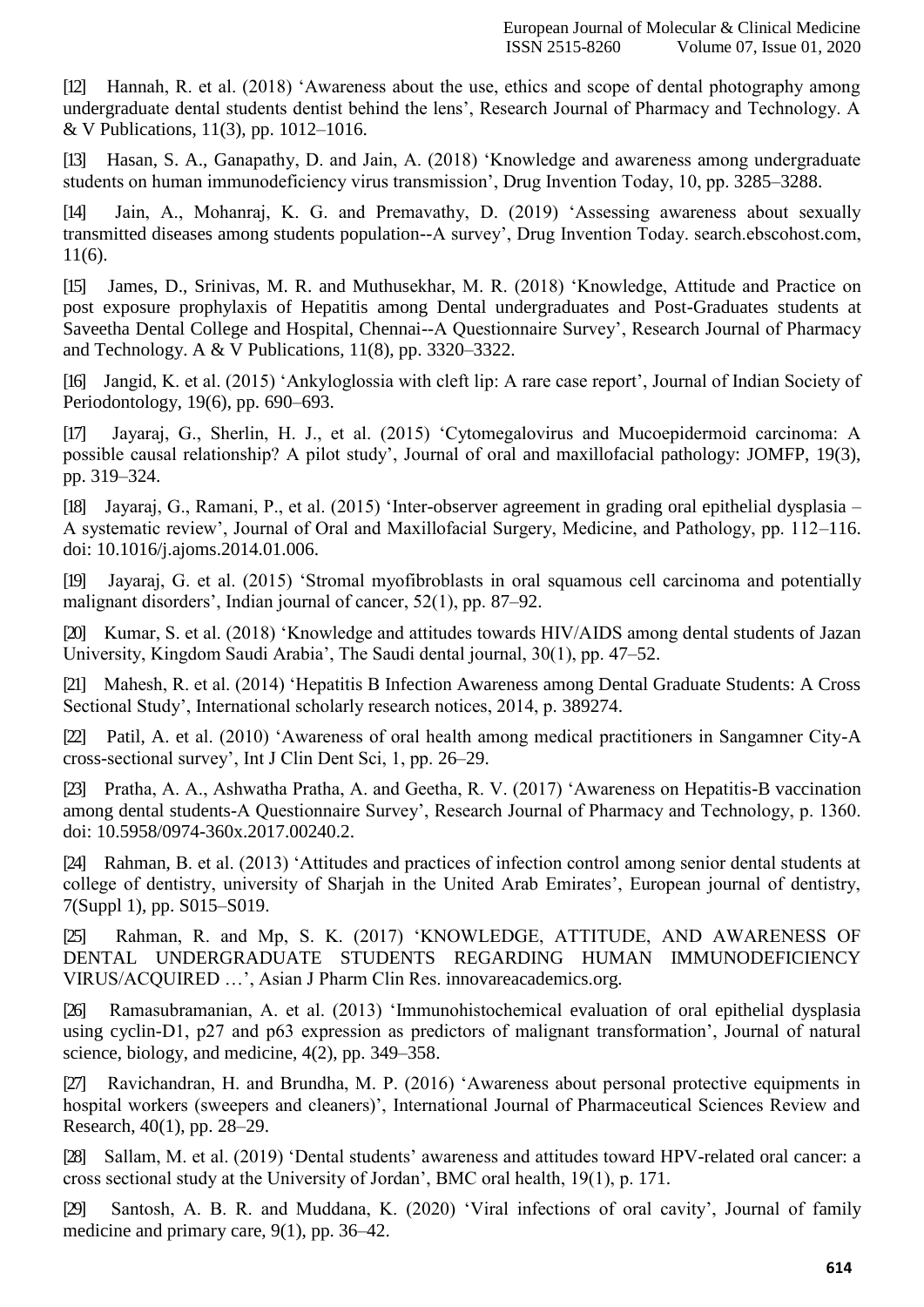[12] Hannah, R. et al. (2018) 'Awareness about the use, ethics and scope of dental photography among undergraduate dental students dentist behind the lens', Research Journal of Pharmacy and Technology. A & V Publications, 11(3), pp. 1012–1016.

[13] Hasan, S. A., Ganapathy, D. and Jain, A. (2018) 'Knowledge and awareness among undergraduate students on human immunodeficiency virus transmission', Drug Invention Today, 10, pp. 3285–3288.

[14] Jain, A., Mohanraj, K. G. and Premavathy, D. (2019) 'Assessing awareness about sexually transmitted diseases among students population--A survey', Drug Invention Today. search.ebscohost.com, 11(6).

[15] James, D., Srinivas, M. R. and Muthusekhar, M. R. (2018) 'Knowledge, Attitude and Practice on post exposure prophylaxis of Hepatitis among Dental undergraduates and Post-Graduates students at Saveetha Dental College and Hospital, Chennai--A Questionnaire Survey', Research Journal of Pharmacy and Technology. A & V Publications, 11(8), pp. 3320–3322.

[16] Jangid, K. et al. (2015) 'Ankyloglossia with cleft lip: A rare case report', Journal of Indian Society of Periodontology, 19(6), pp. 690–693.

[17] Jayaraj, G., Sherlin, H. J., et al. (2015) 'Cytomegalovirus and Mucoepidermoid carcinoma: A possible causal relationship? A pilot study', Journal of oral and maxillofacial pathology: JOMFP, 19(3), pp. 319–324.

[18] Jayaraj, G., Ramani, P., et al. (2015) 'Inter-observer agreement in grading oral epithelial dysplasia – A systematic review', Journal of Oral and Maxillofacial Surgery, Medicine, and Pathology, pp. 112–116. doi: 10.1016/j.ajoms.2014.01.006.

[19] Jayaraj, G. et al. (2015) 'Stromal myofibroblasts in oral squamous cell carcinoma and potentially malignant disorders', Indian journal of cancer, 52(1), pp. 87–92.

[20] Kumar, S. et al. (2018) 'Knowledge and attitudes towards HIV/AIDS among dental students of Jazan University, Kingdom Saudi Arabia', The Saudi dental journal, 30(1), pp. 47–52.

[21] Mahesh, R. et al. (2014) 'Hepatitis B Infection Awareness among Dental Graduate Students: A Cross Sectional Study', International scholarly research notices, 2014, p. 389274.

[22] Patil, A. et al. (2010) 'Awareness of oral health among medical practitioners in Sangamner City-A cross-sectional survey', Int J Clin Dent Sci, 1, pp. 26–29.

[23] Pratha, A. A., Ashwatha Pratha, A. and Geetha, R. V. (2017) 'Awareness on Hepatitis-B vaccination among dental students-A Questionnaire Survey', Research Journal of Pharmacy and Technology, p. 1360. doi: 10.5958/0974-360x.2017.00240.2.

[24] Rahman, B. et al. (2013) 'Attitudes and practices of infection control among senior dental students at college of dentistry, university of Sharjah in the United Arab Emirates', European journal of dentistry, 7(Suppl 1), pp. S015–S019.

[25] Rahman, R. and Mp, S. K. (2017) 'KNOWLEDGE, ATTITUDE, AND AWARENESS OF DENTAL UNDERGRADUATE STUDENTS REGARDING HUMAN IMMUNODEFICIENCY VIRUS/ACQUIRED …', Asian J Pharm Clin Res. innovareacademics.org.

[26] Ramasubramanian, A. et al. (2013) 'Immunohistochemical evaluation of oral epithelial dysplasia using cyclin-D1, p27 and p63 expression as predictors of malignant transformation', Journal of natural science, biology, and medicine, 4(2), pp. 349–358.

[27] Ravichandran, H. and Brundha, M. P. (2016) 'Awareness about personal protective equipments in hospital workers (sweepers and cleaners)', International Journal of Pharmaceutical Sciences Review and Research, 40(1), pp. 28–29.

[28] Sallam, M. et al. (2019) 'Dental students' awareness and attitudes toward HPV-related oral cancer: a cross sectional study at the University of Jordan', BMC oral health, 19(1), p. 171.

[29] Santosh, A. B. R. and Muddana, K. (2020) 'Viral infections of oral cavity', Journal of family medicine and primary care, 9(1), pp. 36–42.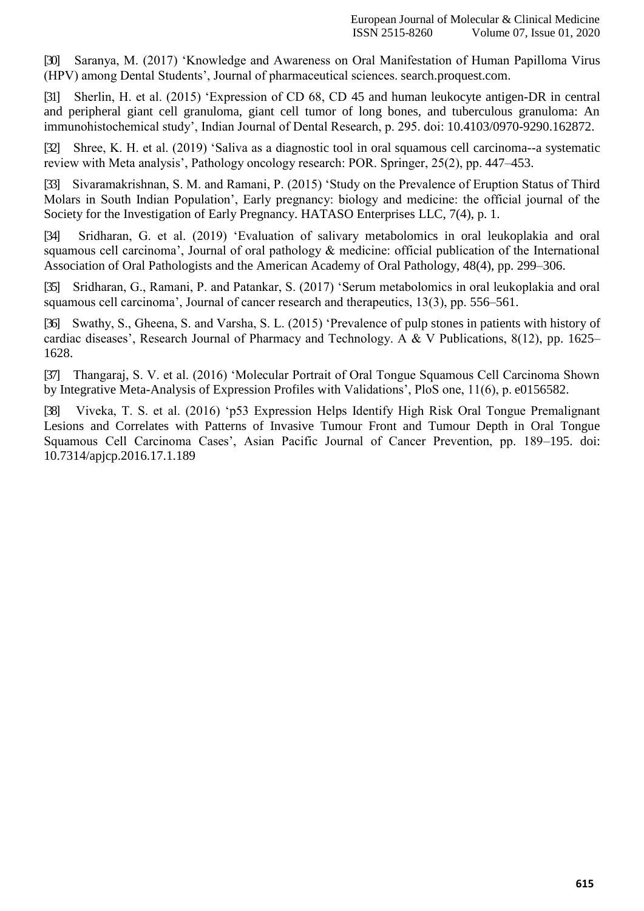[30] Saranya, M. (2017) 'Knowledge and Awareness on Oral Manifestation of Human Papilloma Virus (HPV) among Dental Students', Journal of pharmaceutical sciences. search.proquest.com.

[31] Sherlin, H. et al. (2015) 'Expression of CD 68, CD 45 and human leukocyte antigen-DR in central and peripheral giant cell granuloma, giant cell tumor of long bones, and tuberculous granuloma: An immunohistochemical study', Indian Journal of Dental Research, p. 295. doi: 10.4103/0970-9290.162872.

[32] Shree, K. H. et al. (2019) 'Saliva as a diagnostic tool in oral squamous cell carcinoma--a systematic review with Meta analysis', Pathology oncology research: POR. Springer, 25(2), pp. 447–453.

[33] Sivaramakrishnan, S. M. and Ramani, P. (2015) 'Study on the Prevalence of Eruption Status of Third Molars in South Indian Population', Early pregnancy: biology and medicine: the official journal of the Society for the Investigation of Early Pregnancy. HATASO Enterprises LLC, 7(4), p. 1.

[34] Sridharan, G. et al. (2019) 'Evaluation of salivary metabolomics in oral leukoplakia and oral squamous cell carcinoma', Journal of oral pathology & medicine: official publication of the International Association of Oral Pathologists and the American Academy of Oral Pathology, 48(4), pp. 299–306.

[35] Sridharan, G., Ramani, P. and Patankar, S. (2017) 'Serum metabolomics in oral leukoplakia and oral squamous cell carcinoma', Journal of cancer research and therapeutics, 13(3), pp. 556–561.

[36] Swathy, S., Gheena, S. and Varsha, S. L. (2015) 'Prevalence of pulp stones in patients with history of cardiac diseases', Research Journal of Pharmacy and Technology. A & V Publications, 8(12), pp. 1625–1628.

[37] Thangaraj, S. V. et al. (2016) 'Molecular Portrait of Oral Tongue Squamous Cell Carcinoma Shown by Integrative Meta-Analysis of Expression Profiles with Validations', PloS one, 11(6), p. e0156582.

[38] Viveka, T. S. et al. (2016) 'p53 Expression Helps Identify High Risk Oral Tongue Premalignant Lesions and Correlates with Patterns of Invasive Tumour Front and Tumour Depth in Oral Tongue Squamous Cell Carcinoma Cases', Asian Pacific Journal of Cancer Prevention, pp. 189–195. doi: 10.7314/apjcp.2016.17.1.189